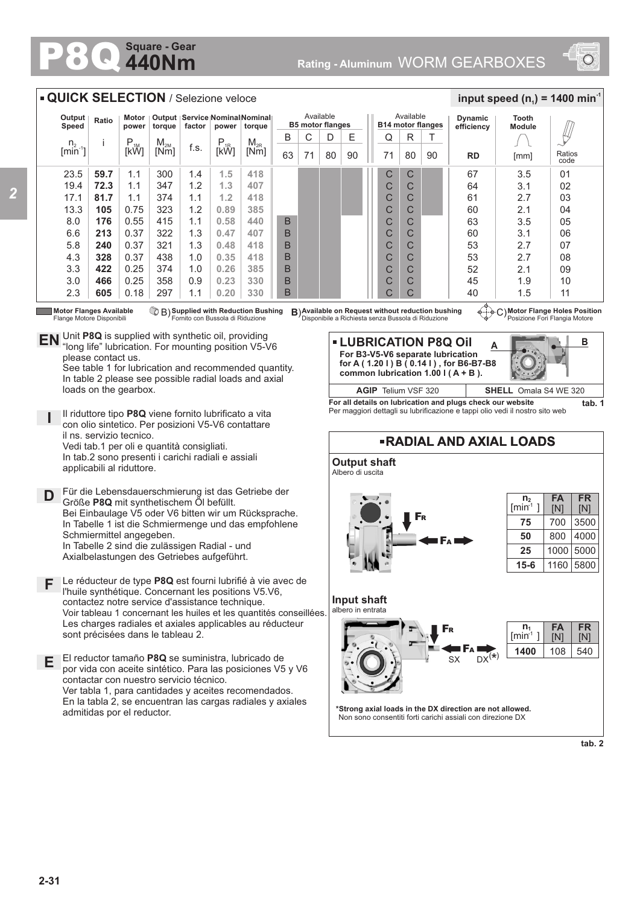# P8Q Square - Gear 440Nm

Rating - Aluminum WORM GEARBOXES

## QUICK SELECTION / Selezione veloce

**input speed ($n_1$) = 1400 min⁻¹**

| Output Speed $n_2$ [min⁻¹] | Ratio i | Motor power $P_{1M}$ [kW] | Output torque $M_{2M}$ [Nm] | Service factor f.s. | Nominal power $P_{1R}$ [kW] | Nominal torque $M_{2R}$ [Nm] | B5 B 63 | B5 C 71 | B5 D 80 | B5 E 90 | B14 Q 71 | B14 R 80 | B14 T 90 | Dynamic efficiency RD | Tooth Module [mm] | Ratios code |
|---|---|---|---|---|---|---|---|---|---|---|---|---|---|---|---|---|
| 23.5 | **59.7** | 1.1 | 300 | 1.4 | 1.5 | 418 | | | | | C | C | | 67 | 3.5 | 01 |
| 19.4 | **72.3** | 1.1 | 347 | 1.2 | 1.3 | 407 | | | | | C | C | | 64 | 3.1 | 02 |
| 17.1 | **81.7** | 1.1 | 374 | 1.1 | 1.2 | 418 | | | | | C | C | | 61 | 2.7 | 03 |
| 13.3 | **105** | 0.75 | 323 | 1.2 | 0.89 | 385 | | | | | C | C | | 60 | 2.1 | 04 |
| 8.0 | **176** | 0.55 | 415 | 1.1 | 0.58 | 440 | B | | | | C | C | | 63 | 3.5 | 05 |
| 6.6 | **213** | 0.37 | 322 | 1.3 | 0.47 | 407 | B | | | | C | C | | 60 | 3.1 | 06 |
| 5.8 | **240** | 0.37 | 321 | 1.3 | 0.48 | 418 | B | | | | C | C | | 53 | 2.7 | 07 |
| 4.3 | **328** | 0.37 | 438 | 1.0 | 0.35 | 418 | B | | | | C | C | | 53 | 2.7 | 08 |
| 3.3 | **422** | 0.25 | 374 | 1.0 | 0.26 | 385 | B | | | | C | C | | 52 | 2.1 | 09 |
| 3.0 | **466** | 0.25 | 358 | 0.9 | 0.23 | 330 | B | | | | C | C | | 45 | 1.9 | 10 |
| 2.3 | **605** | 0.18 | 297 | 1.1 | 0.20 | 330 | B | | | | C | C | | 40 | 1.5 | 11 |

**Motor Flanges Available** / Flange Motore Disponibili — B) **Supplied with Reduction Bushing** / Fornito con Bussola di Riduzione — B) **Available on Request without reduction bushing** / Disponibile a Richiesta senza Bussola di Riduzione — C) **Motor Flange Holes Position** / Posizione Fori Flangia Motore

**EN** Unit **P8Q** is supplied with synthetic oil, providing "long life" lubrication. For mounting position V5-V6 please contact us.
See table 1 for lubrication and recommended quantity.
In table 2 please see possible radial loads and axial loads on the gearbox.

**I** Il riduttore tipo **P8Q** viene fornito lubrificato a vita con olio sintetico. Per posizioni V5-V6 contattare il ns. servizio tecnico.
Vedi tab.1 per oli e quantità consigliati.
In tab.2 sono presenti i carichi radiali e assiali applicabili al riduttore.

**D** Für die Lebensdauerschmierung ist das Getriebe der Größe **P8Q** mit synthetischem Öl befüllt.
Bei Einbaulage V5 oder V6 bitten wir um Rücksprache.
In Tabelle 1 ist die Schmiermenge und das empfohlene Schmiermittel angegeben.
In Tabelle 2 sind die zulässigen Radial - und Axialbelastungen des Getriebes aufgeführt.

**F** Le réducteur de type **P8Q** est fourni lubrifié à vie avec de l'huile synthétique. Concernant les positions V5.V6, contactez notre service d'assistance technique.
Voir tableau 1 concernant les huiles et les quantités conseillées.
Les charges radiales et axiales applicables au réducteur sont précisées dans le tableau 2.

**E** El reductor tamaño **P8Q** se suministra, lubricado de por vida con aceite sintético. Para las posiciones V5 y V6 contactar con nuestro servicio técnico.
Ver tabla 1, para cantidades y aceites recomendados.
En la tabla 2, se encuentran las cargas radiales y axiales admitidas por el reductor.

## LUBRICATION P8Q Oil

**For B3-V5-V6 separate lubrication for A ( 1.20 l ) B ( 0.14 l ) , for B6-B7-B8 common lubrication 1.00 l ( A + B ).**

A — B

| AGIP Telium VSF 320 | SHELL Omala S4 WE 320 |
|---|---|

**For all details on lubrication and plugs check our website**
Per maggiori dettagli su lubrificazione e tappi olio vedi il nostro sito web

tab. 1

## RADIAL AND AXIAL LOADS

**Output shaft**
Albero di uscita

| $n_2$ [min⁻¹] | FA [N] | FR [N] |
|---|---|---|
| **75** | 700 | 3500 |
| **50** | 800 | 4000 |
| **25** | 1000 | 5000 |
| **15-6** | 1160 | 5800 |

**Input shaft**
albero in entrata

| $n_1$ [min⁻¹] | FA [N] | FR [N] |
|---|---|---|
| **1400** | 108 | 540 |

SX — DX(*)

***Strong axial loads in the DX direction are not allowed.**
Non sono consentiti forti carichi assiali con direzione DX

tab. 2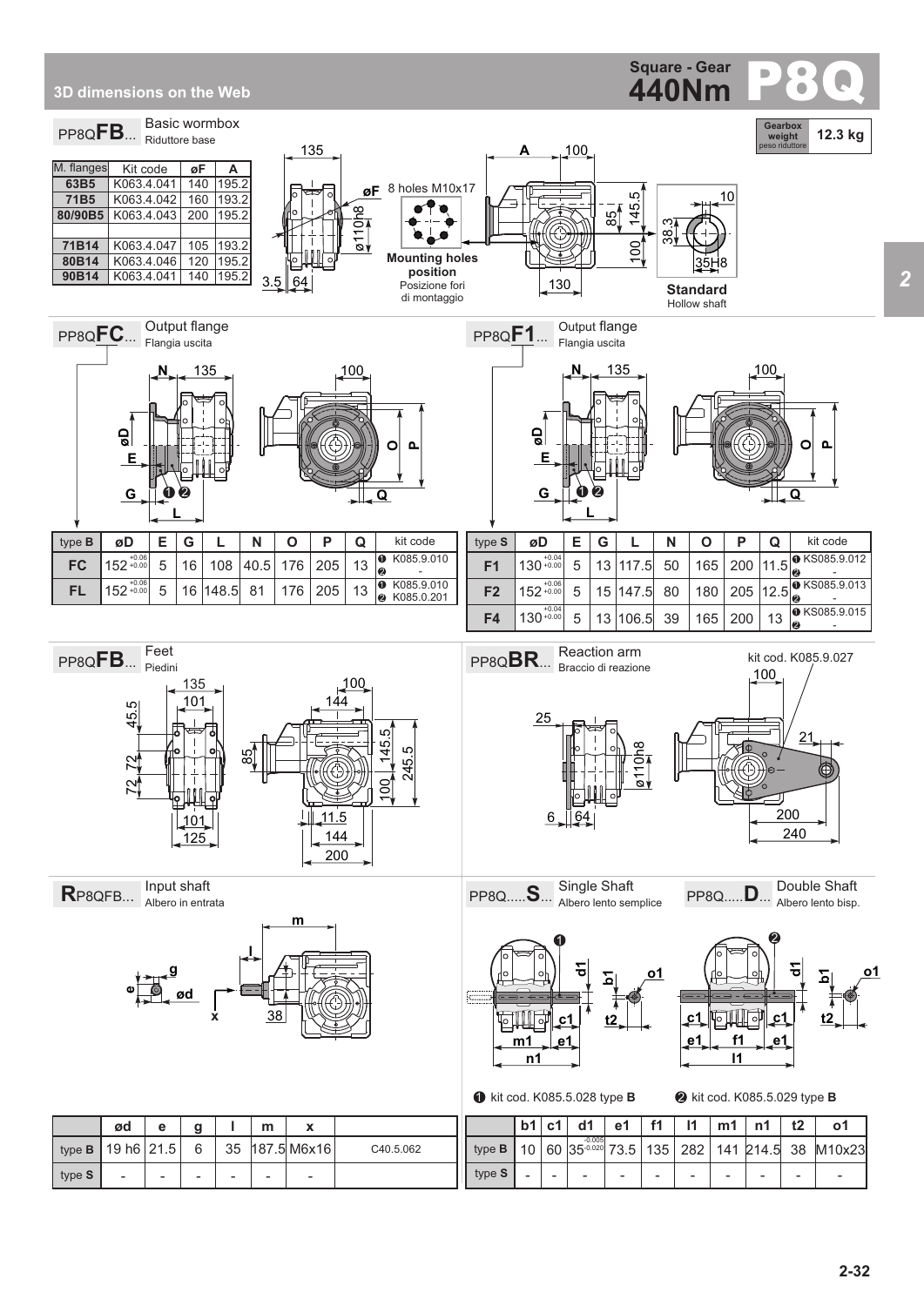# Square - Gear 440Nm P8Q

3D dimensions on the Web

## PP8QFB... Basic wormbox
Riduttore base

Gearbox weight / peso riduttore: **12.3 kg**

| M. flanges | Kit code | øF | A |
|---|---|---|---|
| 63B5 | K063.4.041 | 140 | 195.2 |
| 71B5 | K063.4.042 | 160 | 193.2 |
| 80/90B5 | K063.4.043 | 200 | 195.2 |
| | | | |
| 71B14 | K063.4.047 | 105 | 193.2 |
| 80B14 | K063.4.046 | 120 | 195.2 |
| 90B14 | K063.4.041 | 140 | 195.2 |

135
øF
ø110h8
3.5
64
8 holes M10x17
**Mounting holes position**
Posizione fori di montaggio
A
100
85
145.5
100
130
38.3
10
35H8
**Standard**
Hollow shaft

## PP8QFC... Output flange
Flangia uscita

N
135
100
øD
E
G
L
O
P
Q

| type B | øD | E | G | L | N | O | P | Q | kit code |
|---|---|---|---|---|---|---|---|---|---|
| FC | 152 $^{+0.06}_{+0.00}$ | 5 | 16 | 108 | 40.5 | 176 | 205 | 13 | ❶ K085.9.010 ❷ - |
| FL | 152 $^{+0.06}_{+0.00}$ | 5 | 16 | 148.5 | 81 | 176 | 205 | 13 | ❶ K085.9.010 ❷ K085.0.201 |

## PP8QF1... Output flange
Flangia uscita

| type S | øD | E | G | L | N | O | P | Q | kit code |
|---|---|---|---|---|---|---|---|---|---|
| F1 | 130 $^{+0.04}_{+0.00}$ | 5 | 13 | 117.5 | 50 | 165 | 200 | 11.5 | ❶ KS085.9.012 ❷ - |
| F2 | 152 $^{+0.06}_{+0.00}$ | 5 | 15 | 147.5 | 80 | 180 | 205 | 12.5 | ❶ KS085.9.013 ❷ - |
| F4 | 130 $^{+0.04}_{+0.00}$ | 5 | 13 | 106.5 | 39 | 165 | 200 | 13 | ❶ KS085.9.015 ❷ - |

## PP8QFB... Feet
Piedini

135
101
45.5
72
72
101
125
100
144
85
145.5
245.5
100
11.5
144
200

## PP8QBR... Reaction arm
Braccio di reazione

kit cod. K085.9.027

25
ø110h8
6
64
100
21
200
240

## RP8QFB... Input shaft
Albero in entrata

m
l
g
e
ød
x
38

| | ød | e | g | l | m | x | |
|---|---|---|---|---|---|---|---|
| type B | 19 h6 | 21.5 | 6 | 35 | 187.5 | M6x16 | C40.5.062 |
| type S | - | - | - | - | - | - | |

## PP8Q.....S... Single Shaft
Albero lento semplice

## PP8Q.....D... Double Shaft
Albero lento bisp.

❶ kit cod. K085.5.028 type **B**

❷ kit cod. K085.5.029 type **B**

| | b1 | c1 | d1 | e1 | f1 | l1 | m1 | n1 | t2 | o1 |
|---|---|---|---|---|---|---|---|---|---|---|
| type B | 10 | 60 | 35 $^{-0.005}_{-0.020}$ | 73.5 | 135 | 282 | 141 | 214.5 | 38 | M10x23 |
| type S | - | - | - | - | - | - | - | - | - | - |